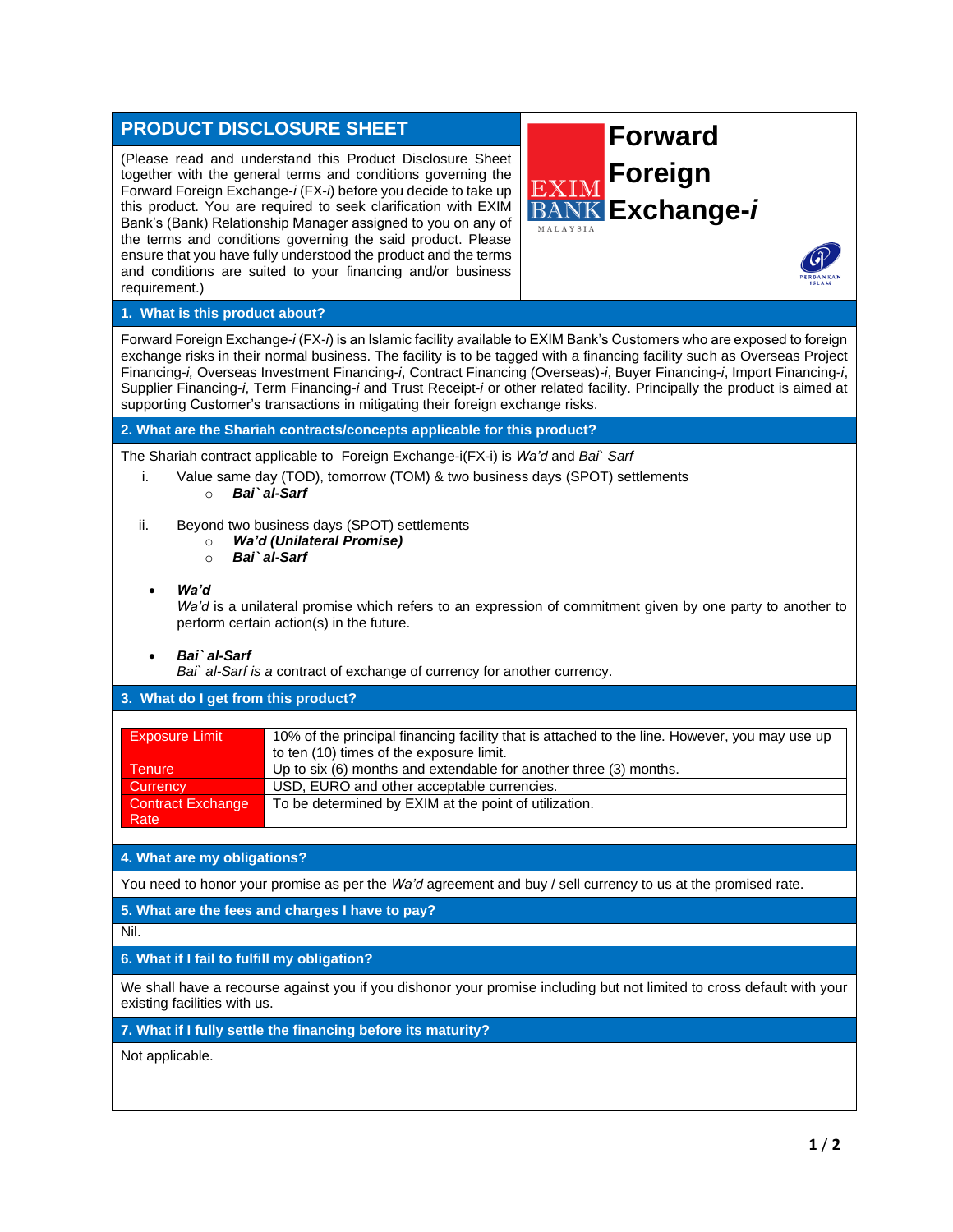# PRODUCT DISCLOSURE SHEET

(Please read and understand this Product Disclosure Sheet together with the general terms and conditions governing the Forward Foreign Exchange-*i* (FX-*i*) before you decide to take up this product. You are required to seek clarification with EXIM Bank's (Bank) Relationship Manager assigned to you on any of the terms and conditions governing the said product. Please ensure that you have fully understood the product and the terms and conditions are suited to your financing and/or business requirement.)

# Forward Foreign Exchange-*i*

## 1. What is this product about?

Forward Foreign Exchange-*i* (FX-*i*) is an Islamic facility available to EXIM Bank's Customers who are exposed to foreign exchange risks in their normal business. The facility is to be tagged with a financing facility such as Overseas Project Financing-*i*, Overseas Investment Financing-*i*, Contract Financing (Overseas)-*i*, Buyer Financing-*i*, Import Financing-*i*, Supplier Financing-*i*, Term Financing-*i* and Trust Receipt-*i* or other related facility. Principally the product is aimed at supporting Customer's transactions in mitigating their foreign exchange risks.

## 2. What are the Shariah contracts/concepts applicable for this product?

The Shariah contract applicable to Foreign Exchange-i(FX-i) is *Wa'd* and *Bai` Sarf*

i. Value same day (TOD), tomorrow (TOM) & two business days (SPOT) settlements
   - ***Bai` al-Sarf***

ii. Beyond two business days (SPOT) settlements
   - ***Wa'd (Unilateral Promise)***
   - ***Bai` al-Sarf***

- ***Wa'd***
  *Wa'd* is a unilateral promise which refers to an expression of commitment given by one party to another to perform certain action(s) in the future.

- ***Bai` al-Sarf***
  *Bai` al-Sarf is a* contract of exchange of currency for another currency.

## 3. What do I get from this product?

| | |
|---|---|
| Exposure Limit | 10% of the principal financing facility that is attached to the line. However, you may use up to ten (10) times of the exposure limit. |
| Tenure | Up to six (6) months and extendable for another three (3) months. |
| Currency | USD, EURO and other acceptable currencies. |
| Contract Exchange Rate | To be determined by EXIM at the point of utilization. |

## 4. What are my obligations?

You need to honor your promise as per the *Wa'd* agreement and buy / sell currency to us at the promised rate.

## 5. What are the fees and charges I have to pay?

Nil.

## 6. What if I fail to fulfill my obligation?

We shall have a recourse against you if you dishonor your promise including but not limited to cross default with your existing facilities with us.

## 7. What if I fully settle the financing before its maturity?

Not applicable.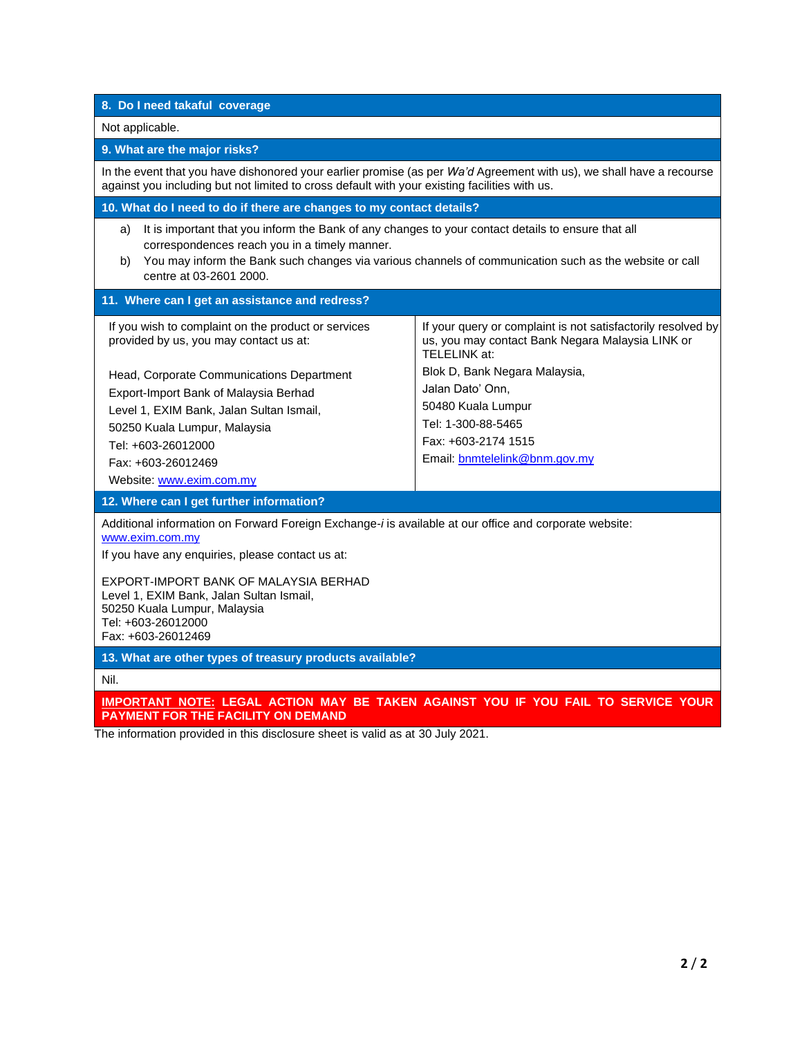## 8. Do I need takaful coverage

Not applicable.

## 9. What are the major risks?

In the event that you have dishonored your earlier promise (as per *Wa'd* Agreement with us), we shall have a recourse against you including but not limited to cross default with your existing facilities with us.

## 10. What do I need to do if there are changes to my contact details?

a) It is important that you inform the Bank of any changes to your contact details to ensure that all correspondences reach you in a timely manner.

b) You may inform the Bank such changes via various channels of communication such as the website or call centre at 03-2601 2000.

## 11. Where can I get an assistance and redress?

If you wish to complaint on the product or services provided by us, you may contact us at:

Head, Corporate Communications Department
Export-Import Bank of Malaysia Berhad
Level 1, EXIM Bank, Jalan Sultan Ismail,
50250 Kuala Lumpur, Malaysia
Tel: +603-26012000
Fax: +603-26012469
Website: www.exim.com.my

If your query or complaint is not satisfactorily resolved by us, you may contact Bank Negara Malaysia LINK or TELELINK at:

Blok D, Bank Negara Malaysia,
Jalan Dato' Onn,
50480 Kuala Lumpur
Tel: 1-300-88-5465
Fax: +603-2174 1515
Email: bnmtelelink@bnm.gov.my

## 12. Where can I get further information?

Additional information on Forward Foreign Exchange-*i* is available at our office and corporate website: www.exim.com.my

If you have any enquiries, please contact us at:

EXPORT-IMPORT BANK OF MALAYSIA BERHAD
Level 1, EXIM Bank, Jalan Sultan Ismail,
50250 Kuala Lumpur, Malaysia
Tel: +603-26012000
Fax: +603-26012469

## 13. What are other types of treasury products available?

Nil.

**IMPORTANT NOTE: LEGAL ACTION MAY BE TAKEN AGAINST YOU IF YOU FAIL TO SERVICE YOUR PAYMENT FOR THE FACILITY ON DEMAND**

The information provided in this disclosure sheet is valid as at 30 July 2021.